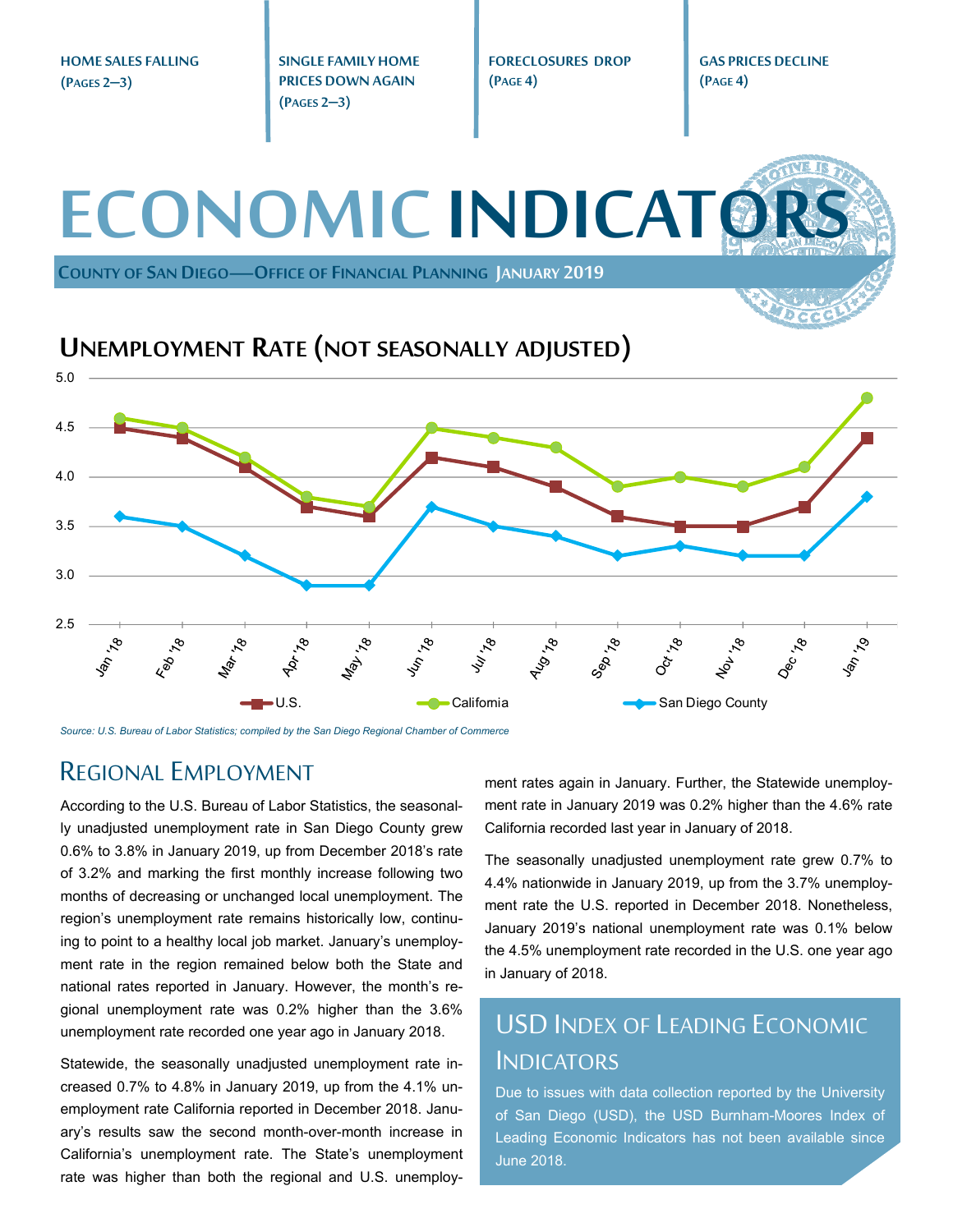HOME SALES FALLING (PAGES 2–3)

SINGLE FAMILY HOME PRICES DOWN AGAIN (PAGES 2–3)

FORECLOSURES DROP (PAGE 4)

GAS PRICES DECLINE (PAGE 4)

# ECONOMIC INDICATORS

COUNTY OF SAN DIEGO—OFFICE OF FINANCIAL PLANNING JANUARY 2019

## UNEMPLOYMENT RATE (NOT SEASONALLY ADJUSTED)

| | Jan '18 | Feb '18 | Mar '18 | Apr '18 | May '18 | Jun '18 | Jul '18 | Aug '18 | Sep '18 | Oct '18 | Nov '18 | Dec '18 | Jan '19 |
|---|---|---|---|---|---|---|---|---|---|---|---|---|---|
| U.S. | 4.5 | 4.4 | 4.1 | 3.7 | 3.6 | 4.2 | 4.1 | 3.9 | 3.6 | 3.5 | 3.5 | 3.7 | 4.4 |
| California | 4.6 | 4.5 | 4.2 | 3.8 | 3.7 | 4.5 | 4.4 | 4.3 | 3.9 | 4.0 | 3.9 | 4.1 | 4.8 |
| San Diego County | 3.6 | 3.5 | 3.2 | 2.9 | 2.9 | 3.7 | 3.5 | 3.4 | 3.2 | 3.3 | 3.2 | 3.2 | 3.8 |

*Source: U.S. Bureau of Labor Statistics; compiled by the San Diego Regional Chamber of Commerce*

## REGIONAL EMPLOYMENT

According to the U.S. Bureau of Labor Statistics, the seasonally unadjusted unemployment rate in San Diego County grew 0.6% to 3.8% in January 2019, up from December 2018's rate of 3.2% and marking the first monthly increase following two months of decreasing or unchanged local unemployment. The region's unemployment rate remains historically low, continuing to point to a healthy local job market. January's unemployment rate in the region remained below both the State and national rates reported in January. However, the month's regional unemployment rate was 0.2% higher than the 3.6% unemployment rate recorded one year ago in January 2018.

Statewide, the seasonally unadjusted unemployment rate increased 0.7% to 4.8% in January 2019, up from the 4.1% unemployment rate California reported in December 2018. January's results saw the second month-over-month increase in California's unemployment rate. The State's unemployment rate was higher than both the regional and U.S. unemployment rates again in January. Further, the Statewide unemployment rate in January 2019 was 0.2% higher than the 4.6% rate California recorded last year in January of 2018.

The seasonally unadjusted unemployment rate grew 0.7% to 4.4% nationwide in January 2019, up from the 3.7% unemployment rate the U.S. reported in December 2018. Nonetheless, January 2019's national unemployment rate was 0.1% below the 4.5% unemployment rate recorded in the U.S. one year ago in January of 2018.

## USD INDEX OF LEADING ECONOMIC INDICATORS

Due to issues with data collection reported by the University of San Diego (USD), the USD Burnham-Moores Index of Leading Economic Indicators has not been available since June 2018.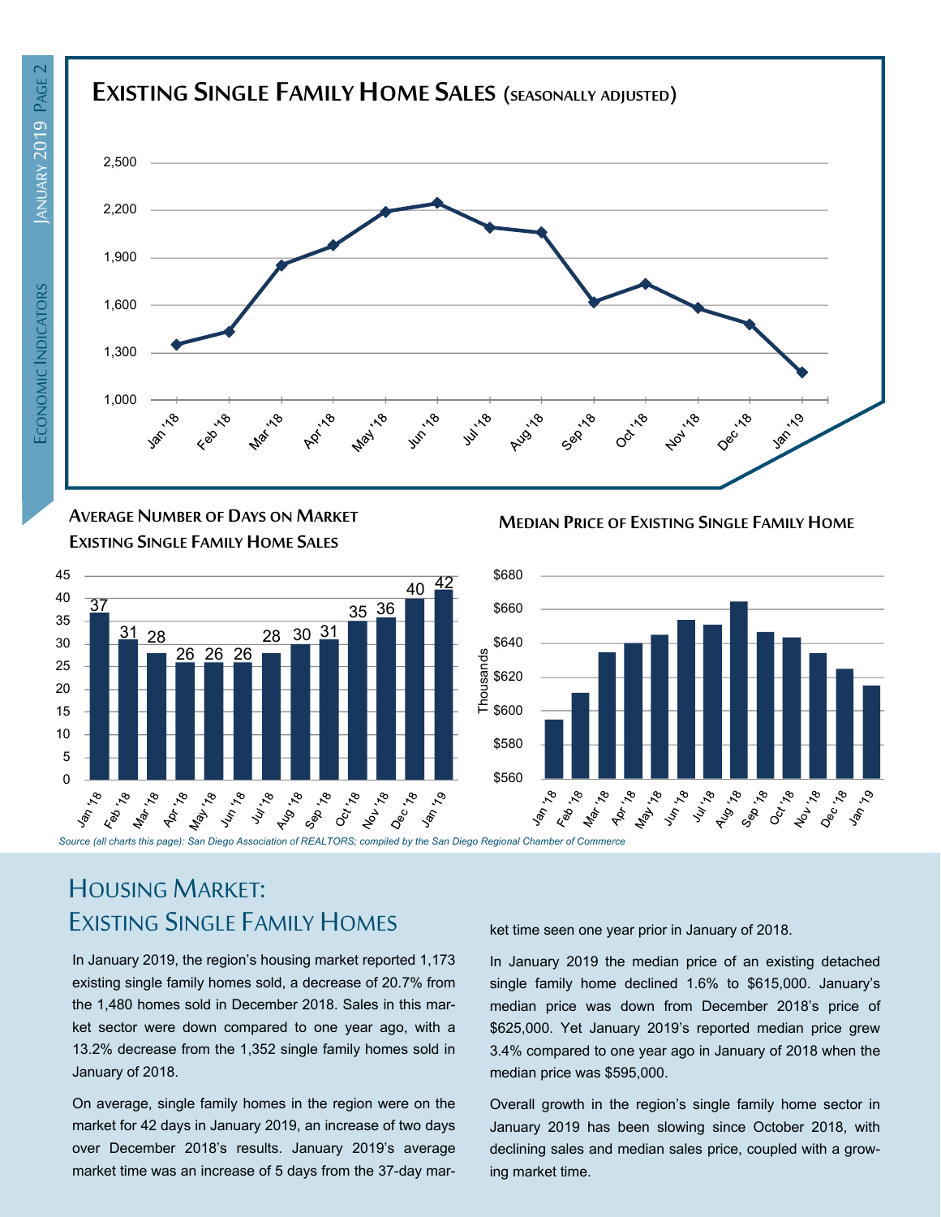## Existing Single Family Home Sales (seasonally adjusted)

### Average Number of Days on Market Existing Single Family Home Sales

| Month | Days |
|---|---|
| Jan '18 | 37 |
| Feb '18 | 31 |
| Mar '18 | 28 |
| Apr '18 | 26 |
| May '18 | 26 |
| Jun '18 | 26 |
| Jul '18 | 28 |
| Aug '18 | 30 |
| Sep '18 | 31 |
| Oct '18 | 35 |
| Nov '18 | 36 |
| Dec '18 | 40 |
| Jan '19 | 42 |

### Median Price of Existing Single Family Home

*Source (all charts this page): San Diego Association of REALTORS; compiled by the San Diego Regional Chamber of Commerce*

# Housing Market: Existing Single Family Homes

In January 2019, the region's housing market reported 1,173 existing single family homes sold, a decrease of 20.7% from the 1,480 homes sold in December 2018. Sales in this market sector were down compared to one year ago, with a 13.2% decrease from the 1,352 single family homes sold in January of 2018.

On average, single family homes in the region were on the market for 42 days in January 2019, an increase of two days over December 2018's results. January 2019's average market time was an increase of 5 days from the 37-day market time seen one year prior in January of 2018.

In January 2019 the median price of an existing detached single family home declined 1.6% to $615,000. January's median price was down from December 2018's price of $625,000. Yet January 2019's reported median price grew 3.4% compared to one year ago in January of 2018 when the median price was $595,000.

Overall growth in the region's single family home sector in January 2019 has been slowing since October 2018, with declining sales and median sales price, coupled with a growing market time.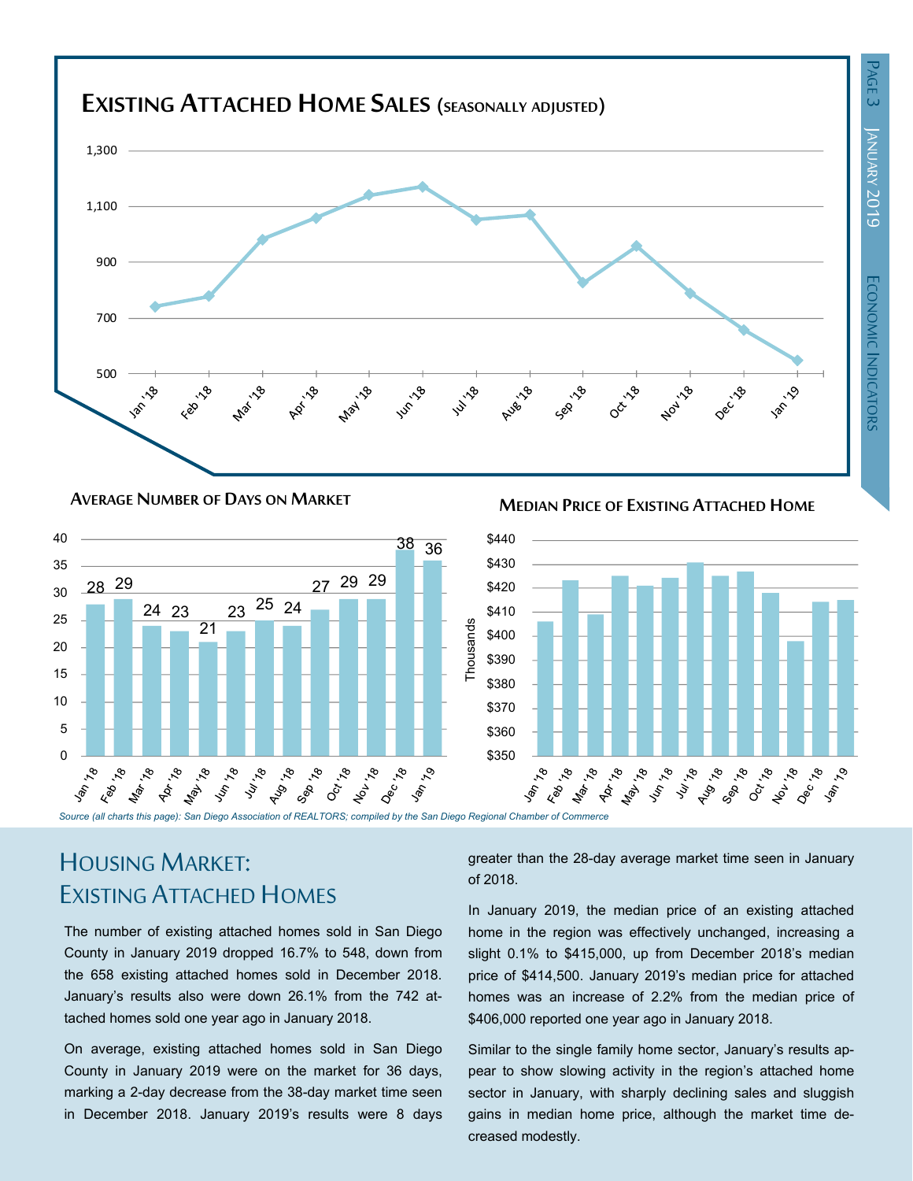## Existing Attached Home Sales (seasonally adjusted)

## Average Number of Days on Market

| Jan '18 | Feb '18 | Mar '18 | Apr '18 | May '18 | Jun '18 | Jul '18 | Aug '18 | Sep '18 | Oct '18 | Nov '18 | Dec '18 | Jan '19 |
|---|---|---|---|---|---|---|---|---|---|---|---|---|
| 28 | 29 | 24 | 23 | 21 | 23 | 25 | 24 | 27 | 29 | 29 | 38 | 36 |

## Median Price of Existing Attached Home

*Source (all charts this page): San Diego Association of REALTORS; compiled by the San Diego Regional Chamber of Commerce*

# Housing Market: Existing Attached Homes

The number of existing attached homes sold in San Diego County in January 2019 dropped 16.7% to 548, down from the 658 existing attached homes sold in December 2018. January's results also were down 26.1% from the 742 attached homes sold one year ago in January 2018.

On average, existing attached homes sold in San Diego County in January 2019 were on the market for 36 days, marking a 2-day decrease from the 38-day market time seen in December 2018. January 2019's results were 8 days greater than the 28-day average market time seen in January of 2018.

In January 2019, the median price of an existing attached home in the region was effectively unchanged, increasing a slight 0.1% to $415,000, up from December 2018's median price of $414,500. January 2019's median price for attached homes was an increase of 2.2% from the median price of $406,000 reported one year ago in January 2018.

Similar to the single family home sector, January's results appear to show slowing activity in the region's attached home sector in January, with sharply declining sales and sluggish gains in median home price, although the market time decreased modestly.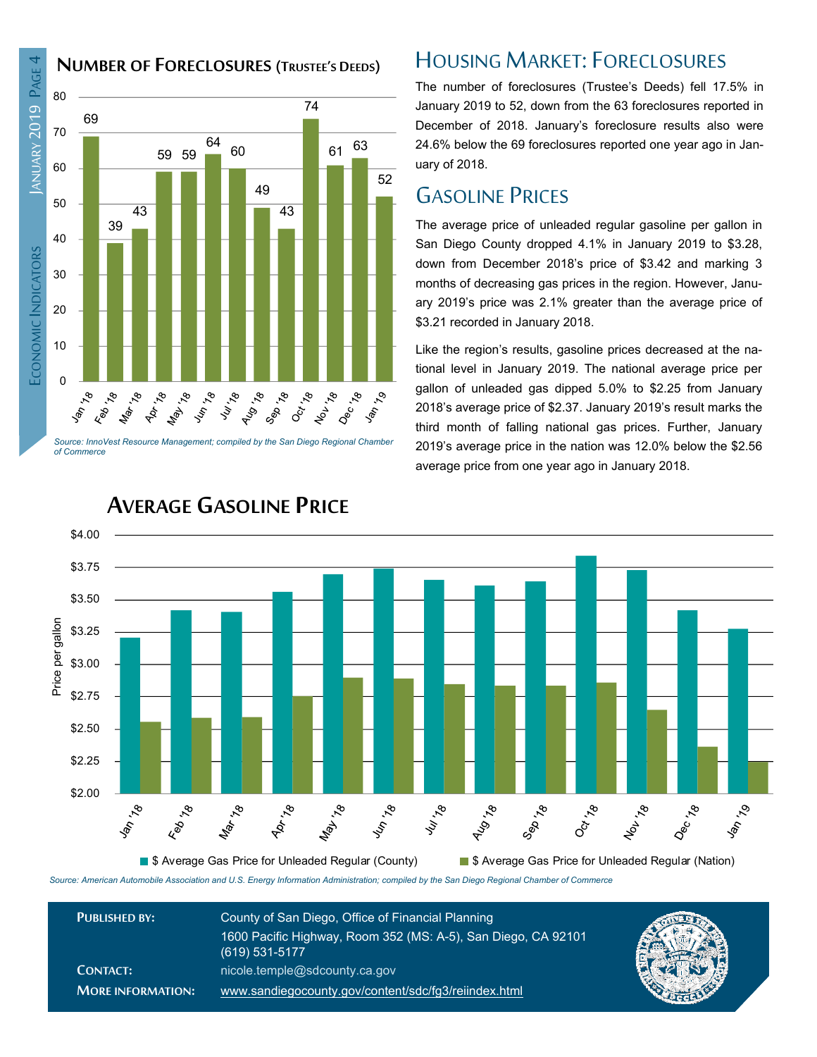## Number of Foreclosures (Trustee's Deeds)

80
70
60
50
40
30
20
10
0

69
39
43
59 59
64
60
49
43
74
61
63
52

Jan '18 Feb '18 Mar '18 Apr '18 May '18 Jun '18 Jul '18 Aug '18 Sep '18 Oct '18 Nov '18 Dec '18 Jan '19

*Source: InnoVest Resource Management; compiled by the San Diego Regional Chamber of Commerce*

## Housing Market: Foreclosures

The number of foreclosures (Trustee's Deeds) fell 17.5% in January 2019 to 52, down from the 63 foreclosures reported in December of 2018. January's foreclosure results also were 24.6% below the 69 foreclosures reported one year ago in January of 2018.

## Gasoline Prices

The average price of unleaded regular gasoline per gallon in San Diego County dropped 4.1% in January 2019 to $3.28, down from December 2018's price of $3.42 and marking 3 months of decreasing gas prices in the region. However, January 2019's price was 2.1% greater than the average price of $3.21 recorded in January 2018.

Like the region's results, gasoline prices decreased at the national level in January 2019. The national average price per gallon of unleaded gas dipped 5.0% to $2.25 from January 2018's average price of $2.37. January 2019's result marks the third month of falling national gas prices. Further, January 2019's average price in the nation was 12.0% below the $2.56 average price from one year ago in January 2018.

## Average Gasoline Price

$4.00
$3.75
$3.50
$3.25
$3.00
$2.75
$2.50
$2.25
$2.00

Price per gallon

Jan '18 Feb '18 Mar '18 Apr '18 May '18 Jun '18 Jul '18 Aug '18 Sep '18 Oct '18 Nov '18 Dec '18 Jan '19

$ Average Gas Price for Unleaded Regular (County)
$ Average Gas Price for Unleaded Regular (Nation)

*Source: American Automobile Association and U.S. Energy Information Administration; compiled by the San Diego Regional Chamber of Commerce*

**Published by:** County of San Diego, Office of Financial Planning
1600 Pacific Highway, Room 352 (MS: A-5), San Diego, CA 92101
(619) 531-5177

**Contact:** nicole.temple@sdcounty.ca.gov

**More information:** www.sandiegocounty.gov/content/sdc/fg3/reiindex.html